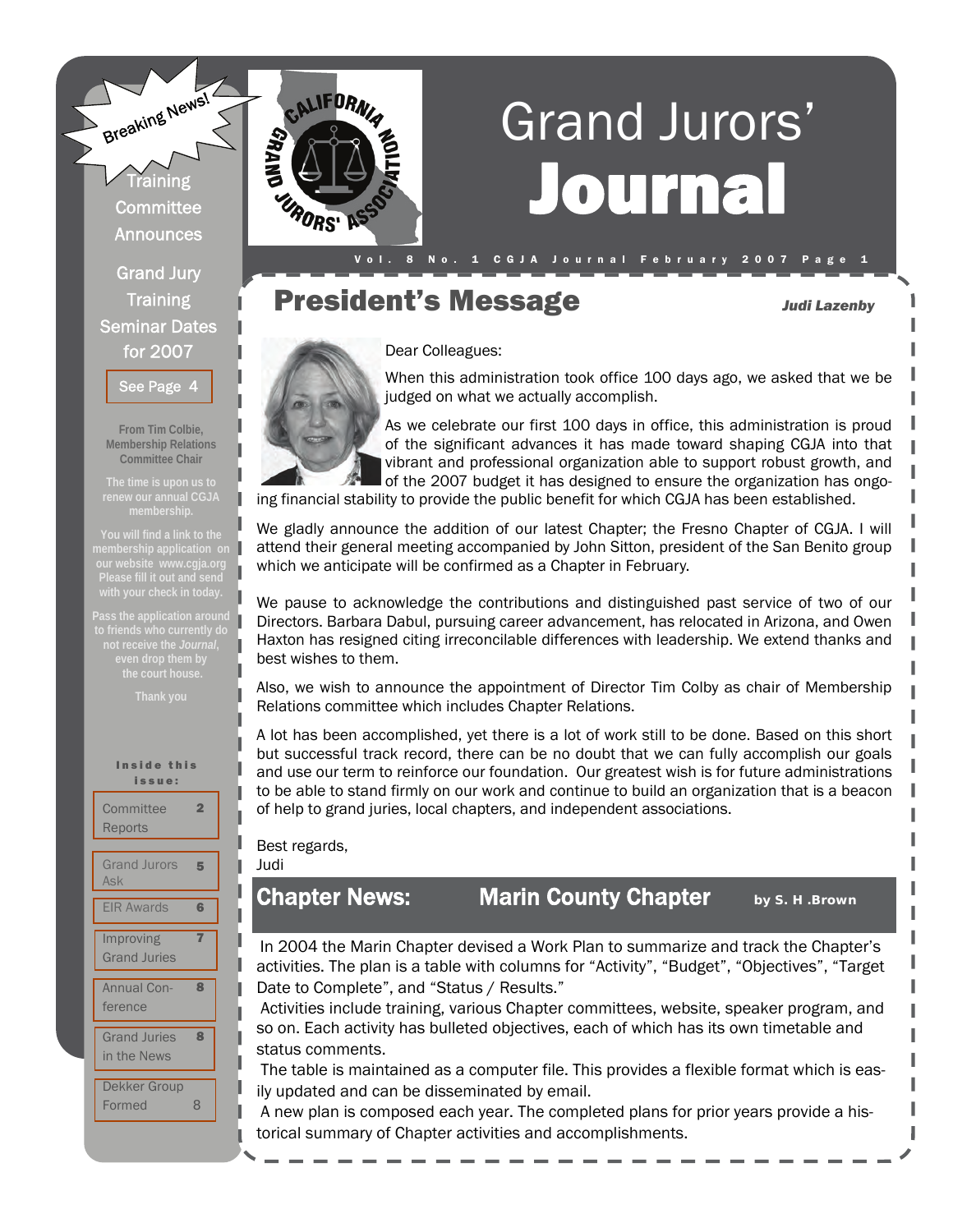# Grand Jurors' Journal

Breaking News!

Training Committee Announces

Grand Jury Training Seminar Dates for 2007

See Page 4

From Tim Colbie, Membership Relations Committee Chair

The time is upon us to renew our annual CGJA membership.

You will find a link to the membership application on our website www.cgja.org Please fill it out and send with your check in today.

Pass the application around to friends who currently do not receive the *Journal*, even drop them by the court house.

Thank you

**Inside this issue:**

| | |
|---|---|
| Committee Reports | 2 |
| Grand Jurors Ask | 5 |
| EIR Awards | 6 |
| Improving Grand Juries | 7 |
| Annual Conference | 8 |
| Grand Juries in the News | 8 |
| Dekker Group Formed | 8 |

## President's Message

***Judi Lazenby***

Dear Colleagues:

When this administration took office 100 days ago, we asked that we be judged on what we actually accomplish.

As we celebrate our first 100 days in office, this administration is proud of the significant advances it has made toward shaping CGJA into that vibrant and professional organization able to support robust growth, and of the 2007 budget it has designed to ensure the organization has ongoing financial stability to provide the public benefit for which CGJA has been established.

We gladly announce the addition of our latest Chapter; the Fresno Chapter of CGJA. I will attend their general meeting accompanied by John Sitton, president of the San Benito group which we anticipate will be confirmed as a Chapter in February.

We pause to acknowledge the contributions and distinguished past service of two of our Directors. Barbara Dabul, pursuing career advancement, has relocated in Arizona, and Owen Haxton has resigned citing irreconcilable differences with leadership. We extend thanks and best wishes to them.

Also, we wish to announce the appointment of Director Tim Colby as chair of Membership Relations committee which includes Chapter Relations.

A lot has been accomplished, yet there is a lot of work still to be done. Based on this short but successful track record, there can be no doubt that we can fully accomplish our goals and use our term to reinforce our foundation. Our greatest wish is for future administrations to be able to stand firmly on our work and continue to build an organization that is a beacon of help to grand juries, local chapters, and independent associations.

Best regards,
Judi

## Chapter News: Marin County Chapter

**by S. H .Brown**

In 2004 the Marin Chapter devised a Work Plan to summarize and track the Chapter's activities. The plan is a table with columns for "Activity", "Budget", "Objectives", "Target Date to Complete", and "Status / Results."

Activities include training, various Chapter committees, website, speaker program, and so on. Each activity has bulleted objectives, each of which has its own timetable and status comments.

The table is maintained as a computer file. This provides a flexible format which is easily updated and can be disseminated by email.

A new plan is composed each year. The completed plans for prior years provide a historical summary of Chapter activities and accomplishments.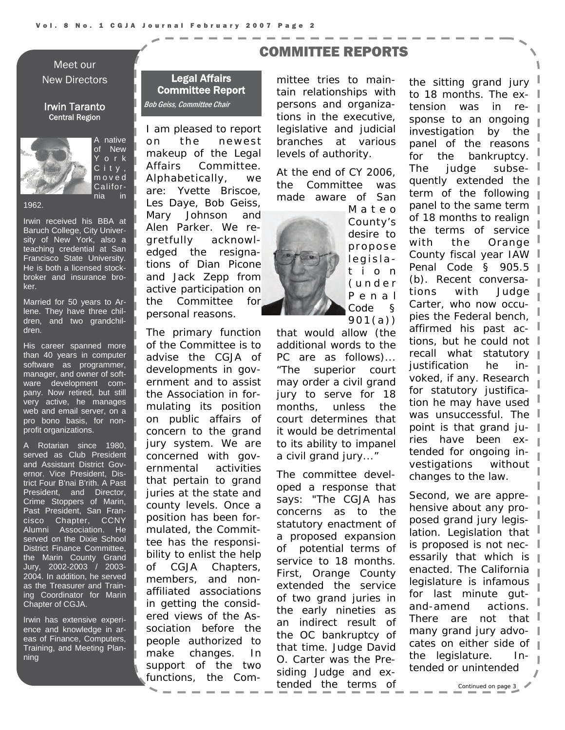# COMMITTEE REPORTS

## Meet our New Directors

### Irwin Taranto
**Central Region**

A native of New York City, moved California in 1962.

Irwin received his BBA at Baruch College, City University of New York, also a teaching credential at San Francisco State University. He is both a licensed stockbroker and insurance broker.

Married for 50 years to Arlene. They have three children, and two grandchildren.

His career spanned more than 40 years in computer software as programmer, manager, and owner of software development company. Now retired, but still very active, he manages web and email server, on a pro bono basis, for nonprofit organizations.

A Rotarian since 1980, served as Club President and Assistant District Governor. Vice President, District Four B'nai B'rith. A Past President, and Director, Crime Stoppers of Marin, Past President, San Francisco Chapter, CCNY Alumni Association. He served on the Dixie School District Finance Committee, the Marin County Grand Jury, 2002-2003 / 2003-2004. In addition, he served as the Treasurer and Training Coordinator for Marin Chapter of CGJA.

Irwin has extensive experience and knowledge in areas of Finance, Computers, Training, and Meeting Planning

## Legal Affairs Committee Report

*Bob Geiss, Committee Chair*

I am pleased to report on the newest makeup of the Legal Affairs Committee. Alphabetically, we are: Yvette Briscoe, Les Daye, Bob Geiss, Mary Johnson and Alen Parker. We regretfully acknowledged the resignations of Dian Picone and Jack Zepp from active participation on the Committee for personal reasons.

The primary function of the Committee is to advise the CGJA of developments in government and to assist the Association in formulating its position on public affairs of concern to the grand jury system. We are concerned with governmental activities that pertain to grand juries at the state and county levels. Once a position has been formulated, the Committee has the responsibility to enlist the help of CGJA Chapters, members, and non-affiliated associations in getting the considered views of the Association before the people authorized to make changes. In support of the two functions, the Committee tries to maintain relationships with persons and organizations in the executive, legislative and judicial branches at various levels of authority.

At the end of CY 2006, the Committee was made aware of San Mateo County's desire to propose legislation (under Penal Code § 901(a)) that would allow (the additional words to the PC are as follows)... "The superior court may order a civil grand jury to serve for 18 months, unless the court determines that it would be detrimental to its ability to impanel a civil grand jury..."

The committee developed a response that says: "The CGJA has concerns as to the statutory enactment of a proposed expansion of potential terms of service to 18 months. First, Orange County extended the service of two grand juries in the early nineties as an indirect result of the OC bankruptcy of that time. Judge David O. Carter was the Presiding Judge and extended the terms of the sitting grand jury to 18 months. The extension was in response to an ongoing investigation by the panel of the reasons for the bankruptcy. The judge subsequently extended the term of the following panel to the same term of 18 months to realign the terms of service with the Orange County fiscal year IAW Penal Code § 905.5 (b). Recent conversations with Judge Carter, who now occupies the Federal bench, affirmed his past actions, but he could not recall what statutory justification he invoked, if any. Research for statutory justification he may have used was unsuccessful. The point is that grand juries have been extended for ongoing investigations without changes to the law.

Second, we are apprehensive about any proposed grand jury legislation. Legislation that is proposed is not necessarily that which is enacted. The California legislature is infamous for last minute gut-and-amend actions. There are not that many grand jury advocates on either side of the legislature. Intended or unintended

*Continued on page 3*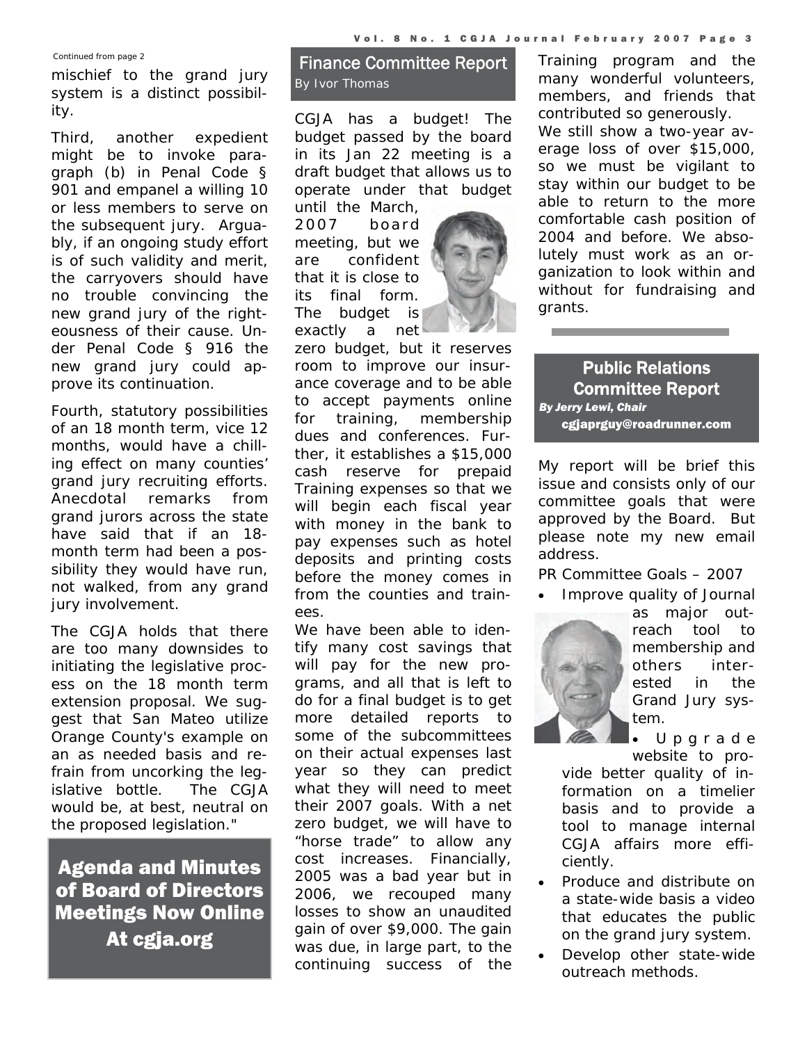Continued from page 2

mischief to the grand jury system is a distinct possibility.

Third, another expedient might be to invoke paragraph (b) in Penal Code § 901 and empanel a willing 10 or less members to serve on the subsequent jury. Arguably, if an ongoing study effort is of such validity and merit, the carryovers should have no trouble convincing the new grand jury of the righteousness of their cause. Under Penal Code § 916 the new grand jury could approve its continuation.

Fourth, statutory possibilities of an 18 month term, vice 12 months, would have a chilling effect on many counties' grand jury recruiting efforts. Anecdotal remarks from grand jurors across the state have said that if an 18-month term had been a possibility they would have run, not walked, from any grand jury involvement.

The CGJA holds that there are too many downsides to initiating the legislative process on the 18 month term extension proposal. We suggest that San Mateo utilize Orange County's example on an as needed basis and refrain from uncorking the legislative bottle. The CGJA would be, at best, neutral on the proposed legislation."

## Agenda and Minutes of Board of Directors Meetings Now Online At cgja.org

## Finance Committee Report

By Ivor Thomas

CGJA has a budget! The budget passed by the board in its Jan 22 meeting is a draft budget that allows us to operate under that budget until the March, 2007 board meeting, but we are confident that it is close to its final form. The budget is exactly a net zero budget, but it reserves room to improve our insurance coverage and to be able to accept payments online for training, membership dues and conferences. Further, it establishes a $15,000 cash reserve for prepaid Training expenses so that we will begin each fiscal year with money in the bank to pay expenses such as hotel deposits and printing costs before the money comes in from the counties and trainees.

We have been able to identify many cost savings that will pay for the new programs, and all that is left to do for a final budget is to get more detailed reports to some of the subcommittees on their actual expenses last year so they can predict what they will need to meet their 2007 goals. With a net zero budget, we will have to "horse trade" to allow any cost increases. Financially, 2005 was a bad year but in 2006, we recouped many losses to show an unaudited gain of over $9,000. The gain was due, in large part, to the continuing success of the Training program and the many wonderful volunteers, members, and friends that contributed so generously.

We still show a two-year average loss of over $15,000, so we must be vigilant to stay within our budget to be able to return to the more comfortable cash position of 2004 and before. We absolutely must work as an organization to look within and without for fundraising and grants.

## Public Relations Committee Report

*By Jerry Lewi, Chair*
cgjaprguy@roadrunner.com

My report will be brief this issue and consists only of our committee goals that were approved by the Board. But please note my new email address.

PR Committee Goals – 2007

- Improve quality of Journal as major outreach tool to membership and others interested in the Grand Jury system.
- Upgrade website to provide better quality of information on a timelier basis and to provide a tool to manage internal CGJA affairs more efficiently.
- Produce and distribute on a state-wide basis a video that educates the public on the grand jury system.
- Develop other state-wide outreach methods.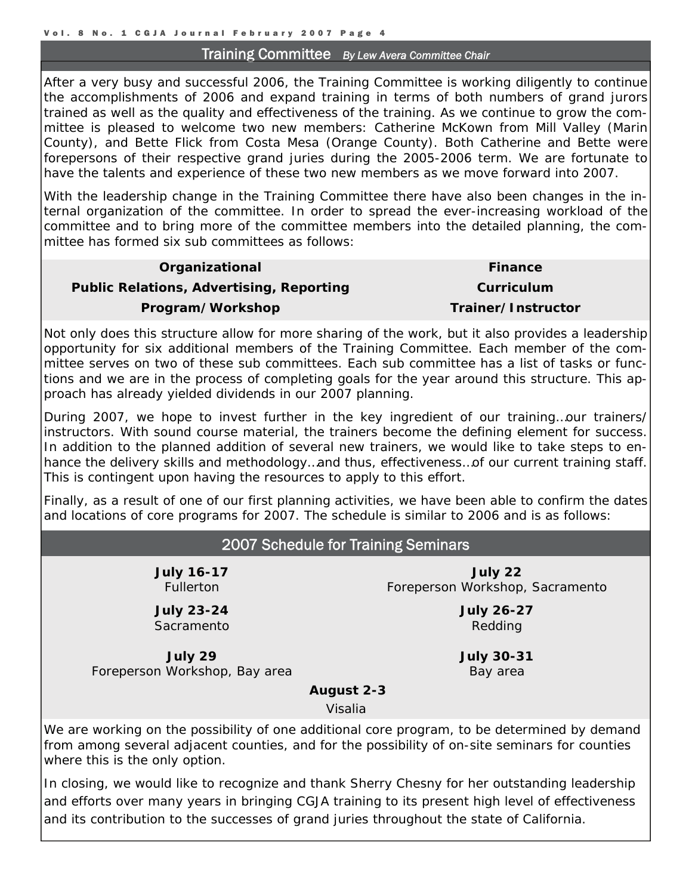## Training Committee *By Lew Avera Committee Chair*

After a very busy and successful 2006, the Training Committee is working diligently to continue the accomplishments of 2006 and expand training in terms of both numbers of grand jurors trained as well as the quality and effectiveness of the training. As we continue to grow the committee is pleased to welcome two new members: Catherine McKown from Mill Valley (Marin County), and Bette Flick from Costa Mesa (Orange County). Both Catherine and Bette were forepersons of their respective grand juries during the 2005-2006 term. We are fortunate to have the talents and experience of these two new members as we move forward into 2007.

With the leadership change in the Training Committee there have also been changes in the internal organization of the committee. In order to spread the ever-increasing workload of the committee and to bring more of the committee members into the detailed planning, the committee has formed six sub committees as follows:

| | |
|---|---|
| **Organizational** | **Finance** |
| **Public Relations, Advertising, Reporting** | **Curriculum** |
| **Program/Workshop** | **Trainer/Instructor** |

Not only does this structure allow for more sharing of the work, but it also provides a leadership opportunity for six additional members of the Training Committee. Each member of the committee serves on two of these sub committees. Each sub committee has a list of tasks or functions and we are in the process of completing goals for the year around this structure. This approach has already yielded dividends in our 2007 planning.

During 2007, we hope to invest further in the key ingredient of our training…our trainers/instructors. With sound course material, the trainers become the defining element for success. In addition to the planned addition of several new trainers, we would like to take steps to enhance the delivery skills and methodology…and thus, effectiveness…of our current training staff. This is contingent upon having the resources to apply to this effort.

Finally, as a result of one of our first planning activities, we have been able to confirm the dates and locations of core programs for 2007. The schedule is similar to 2006 and is as follows:

## 2007 Schedule for Training Seminars

**July 16-17**
Fullerton

**July 22**
Foreperson Workshop, Sacramento

**July 23-24**
Sacramento

**July 26-27**
Redding

**July 29**
Foreperson Workshop, Bay area

**July 30-31**
Bay area

**August 2-3**
Visalia

We are working on the possibility of one additional core program, to be determined by demand from among several adjacent counties, and for the possibility of on-site seminars for counties where this is the only option.

In closing, we would like to recognize and thank Sherry Chesny for her outstanding leadership and efforts over many years in bringing CGJA training to its present high level of effectiveness and its contribution to the successes of grand juries throughout the state of California.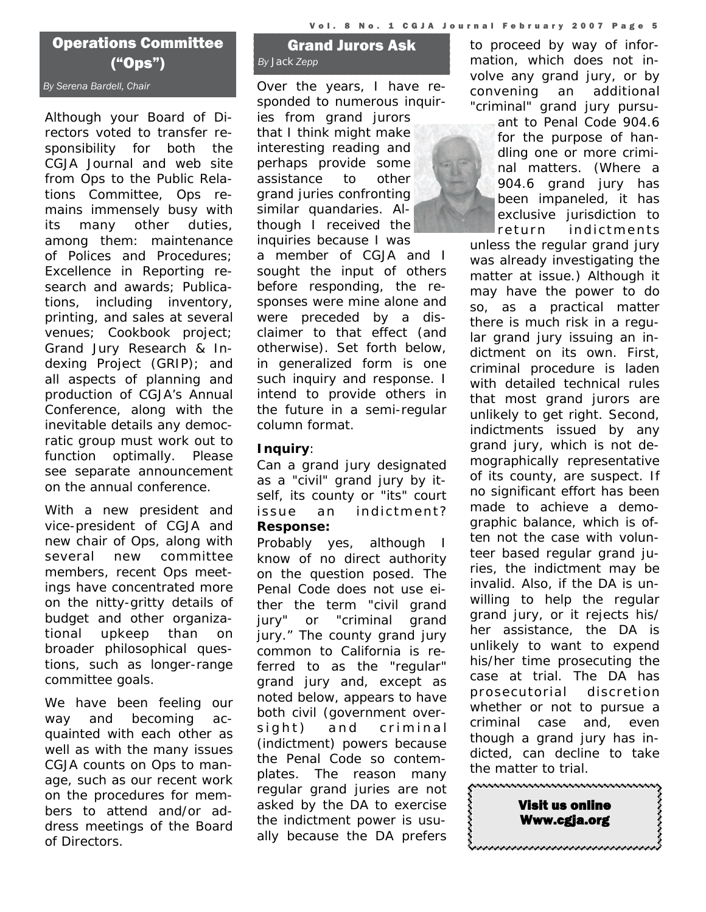## Operations Committee ("Ops")

*By Serena Bardell, Chair*

Although your Board of Directors voted to transfer responsibility for both the CGJA Journal and web site from Ops to the Public Relations Committee, Ops remains immensely busy with its many other duties, among them: maintenance of Polices and Procedures; Excellence in Reporting research and awards; Publications, including inventory, printing, and sales at several venues; Cookbook project; Grand Jury Research & Indexing Project (GRIP); and all aspects of planning and production of CGJA's Annual Conference, along with the inevitable details any democratic group must work out to function optimally. Please see separate announcement on the annual conference.

With a new president and vice-president of CGJA and new chair of Ops, along with several new committee members, recent Ops meetings have concentrated more on the nitty-gritty details of budget and other organizational upkeep than on broader philosophical questions, such as longer-range committee goals.

We have been feeling our way and becoming acquainted with each other as well as with the many issues CGJA counts on Ops to manage, such as our recent work on the procedures for members to attend and/or address meetings of the Board of Directors.

## Grand Jurors Ask

*By Jack Zepp*

Over the years, I have responded to numerous inquiries from grand jurors that I think might make interesting reading and perhaps provide some assistance to other grand juries confronting similar quandaries. Although I received the inquiries because I was a member of CGJA and I sought the input of others before responding, the responses were mine alone and were preceded by a disclaimer to that effect (and otherwise). Set forth below, in generalized form is one such inquiry and response. I intend to provide others in the future in a semi-regular column format.

**Inquiry**:

Can a grand jury designated as a "civil" grand jury by itself, its county or "its" court issue an indictment?

**Response:**

Probably yes, although I know of no direct authority on the question posed. The Penal Code does not use either the term "civil grand jury" or "criminal grand jury." The county grand jury common to California is referred to as the "regular" grand jury and, except as noted below, appears to have both civil (government oversight) and criminal (indictment) powers because the Penal Code so contemplates. The reason many regular grand juries are not asked by the DA to exercise the indictment power is usually because the DA prefers to proceed by way of information, which does not involve any grand jury, or by convening an additional "criminal" grand jury pursuant to Penal Code 904.6 for the purpose of handling one or more criminal matters. (Where a 904.6 grand jury has been impaneled, it has exclusive jurisdiction to return indictments unless the regular grand jury was already investigating the matter at issue.) Although it may have the power to do so, as a practical matter there is much risk in a regular grand jury issuing an indictment on its own. First, criminal procedure is laden with detailed technical rules that most grand jurors are unlikely to get right. Second, indictments issued by any grand jury, which is not demographically representative of its county, are suspect. If no significant effort has been made to achieve a demographic balance, which is often not the case with volunteer based regular grand juries, the indictment may be invalid. Also, if the DA is unwilling to help the regular grand jury, or it rejects his/her assistance, the DA is unlikely to want to expend his/her time prosecuting the case at trial. The DA has prosecutorial discretion whether or not to pursue a criminal case and, even though a grand jury has indicted, can decline to take the matter to trial.

**Visit us online**
**Www.cgja.org**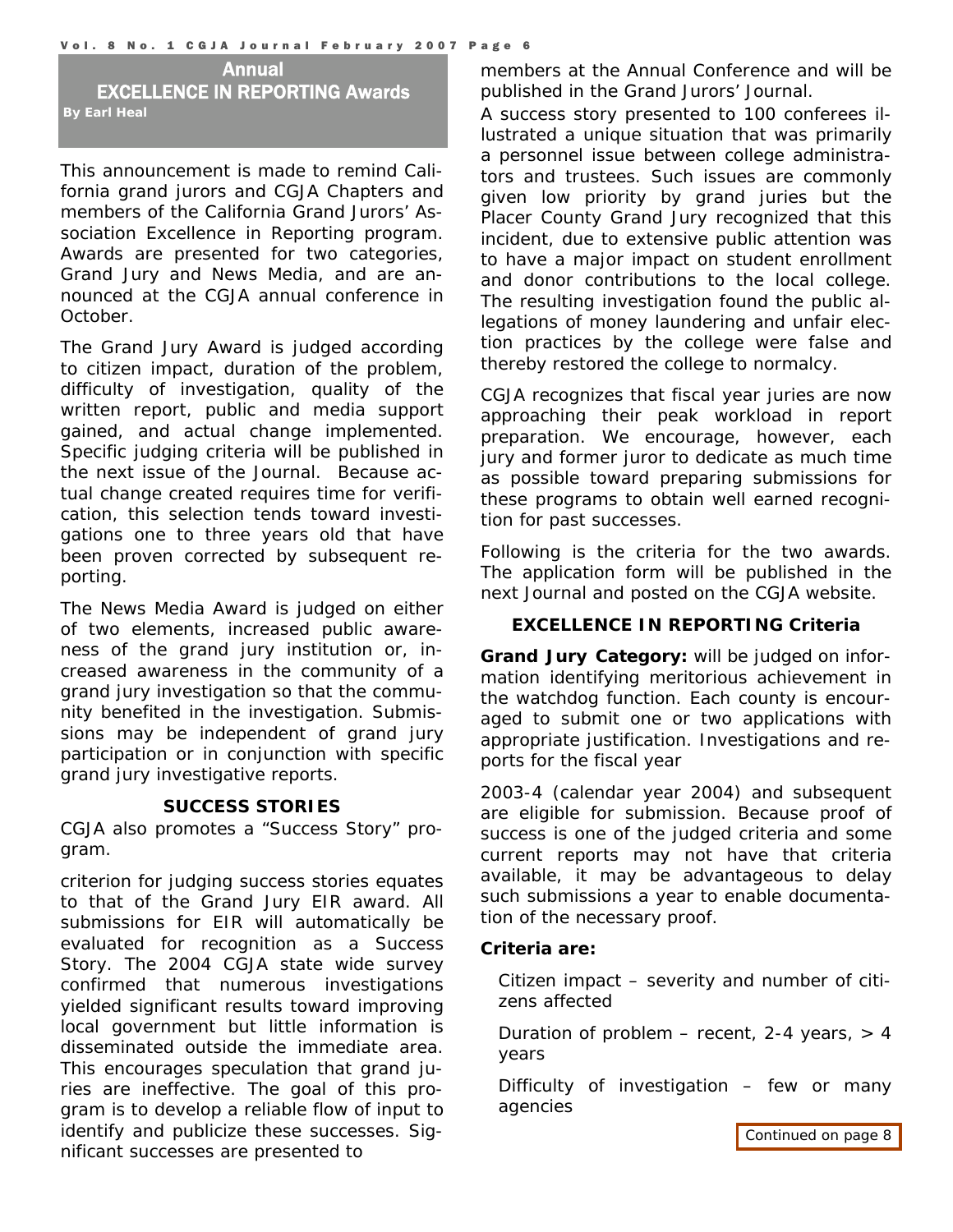## Annual EXCELLENCE IN REPORTING Awards

**By Earl Heal**

This announcement is made to remind California grand jurors and CGJA Chapters and members of the California Grand Jurors' Association Excellence in Reporting program. Awards are presented for two categories, Grand Jury and News Media, and are announced at the CGJA annual conference in October.

The Grand Jury Award is judged according to citizen impact, duration of the problem, difficulty of investigation, quality of the written report, public and media support gained, and actual change implemented. Specific judging criteria will be published in the next issue of the Journal. Because actual change created requires time for verification, this selection tends toward investigations one to three years old that have been proven corrected by subsequent reporting.

The News Media Award is judged on either of two elements, increased public awareness of the grand jury institution or, increased awareness in the community of a grand jury investigation so that the community benefited in the investigation. Submissions may be independent of grand jury participation or in conjunction with specific grand jury investigative reports.

### SUCCESS STORIES

CGJA also promotes a "Success Story" program.

criterion for judging success stories equates to that of the Grand Jury EIR award. All submissions for EIR will automatically be evaluated for recognition as a Success Story. The 2004 CGJA state wide survey confirmed that numerous investigations yielded significant results toward improving local government but little information is disseminated outside the immediate area. This encourages speculation that grand juries are ineffective. The goal of this program is to develop a reliable flow of input to identify and publicize these successes. Significant successes are presented to members at the Annual Conference and will be published in the Grand Jurors' Journal.

A success story presented to 100 conferees illustrated a unique situation that was primarily a personnel issue between college administrators and trustees. Such issues are commonly given low priority by grand juries but the Placer County Grand Jury recognized that this incident, due to extensive public attention was to have a major impact on student enrollment and donor contributions to the local college. The resulting investigation found the public allegations of money laundering and unfair election practices by the college were false and thereby restored the college to normalcy.

CGJA recognizes that fiscal year juries are now approaching their peak workload in report preparation. We encourage, however, each jury and former juror to dedicate as much time as possible toward preparing submissions for these programs to obtain well earned recognition for past successes.

Following is the criteria for the two awards. The application form will be published in the next Journal and posted on the CGJA website.

### EXCELLENCE IN REPORTING Criteria

**Grand Jury Category:** will be judged on information identifying meritorious achievement in the watchdog function. Each county is encouraged to submit one or two applications with appropriate justification. Investigations and reports for the fiscal year

2003-4 (calendar year 2004) and subsequent are eligible for submission. Because proof of success is one of the judged criteria and some current reports may not have that criteria available, it may be advantageous to delay such submissions a year to enable documentation of the necessary proof.

**Criteria are:**

Citizen impact – severity and number of citizens affected

Duration of problem – recent, 2-4 years, > 4 years

Difficulty of investigation – few or many agencies

Continued on page 8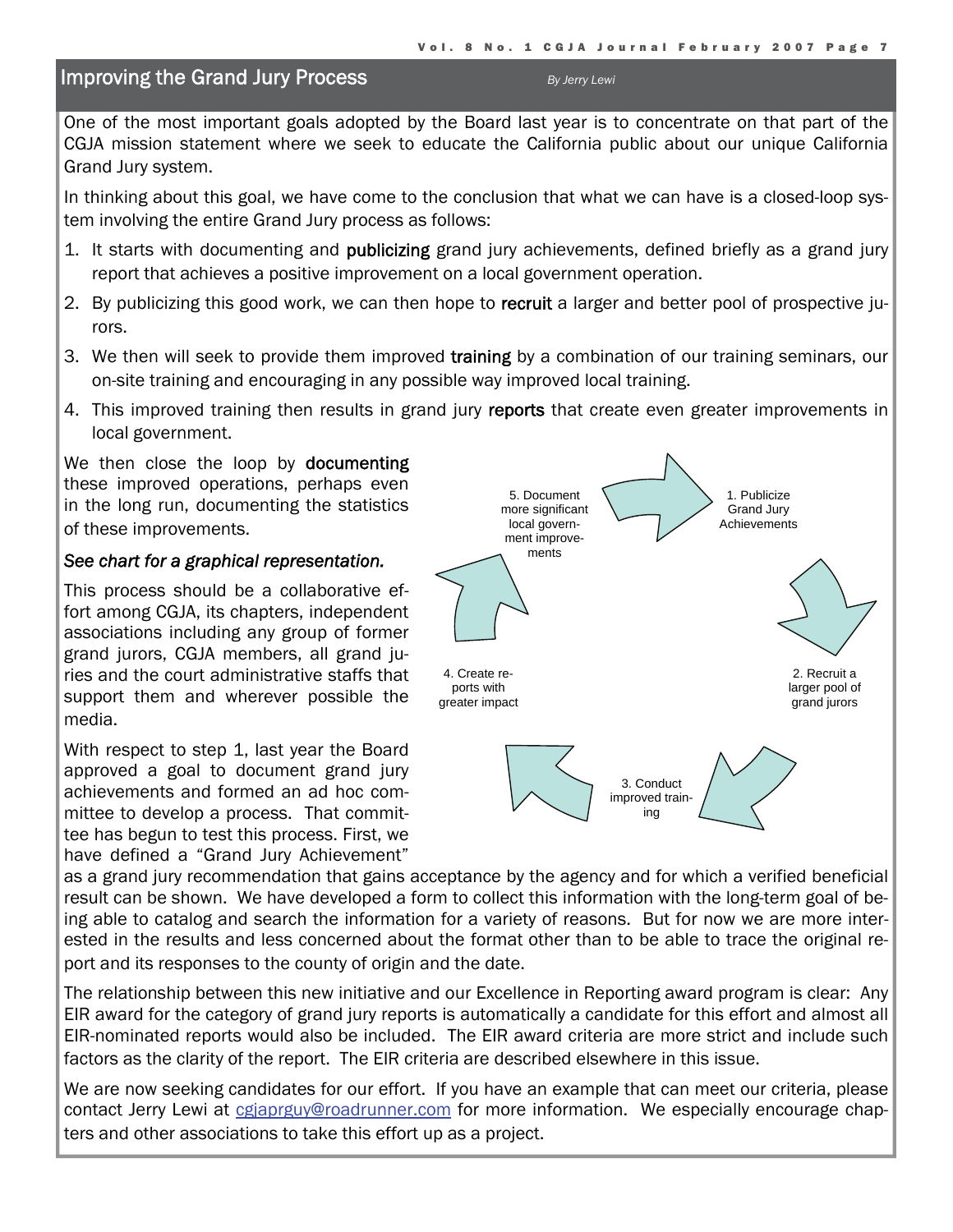## Improving the Grand Jury Process

*By Jerry Lewi*

One of the most important goals adopted by the Board last year is to concentrate on that part of the CGJA mission statement where we seek to educate the California public about our unique California Grand Jury system.

In thinking about this goal, we have come to the conclusion that what we can have is a closed-loop system involving the entire Grand Jury process as follows:

1. It starts with documenting and **publicizing** grand jury achievements, defined briefly as a grand jury report that achieves a positive improvement on a local government operation.
2. By publicizing this good work, we can then hope to **recruit** a larger and better pool of prospective jurors.
3. We then will seek to provide them improved **training** by a combination of our training seminars, our on-site training and encouraging in any possible way improved local training.
4. This improved training then results in grand jury **reports** that create even greater improvements in local government.

We then close the loop by **documenting** these improved operations, perhaps even in the long run, documenting the statistics of these improvements.

*See chart for a graphical representation.*

1. Publicize Grand Jury Achievements
2. Recruit a larger pool of grand jurors
3. Conduct improved training
4. Create reports with greater impact
5. Document more significant local government improvements

This process should be a collaborative effort among CGJA, its chapters, independent associations including any group of former grand jurors, CGJA members, all grand juries and the court administrative staffs that support them and wherever possible the media.

With respect to step 1, last year the Board approved a goal to document grand jury achievements and formed an ad hoc committee to develop a process. That committee has begun to test this process. First, we have defined a "Grand Jury Achievement" as a grand jury recommendation that gains acceptance by the agency and for which a verified beneficial result can be shown. We have developed a form to collect this information with the long-term goal of being able to catalog and search the information for a variety of reasons. But for now we are more interested in the results and less concerned about the format other than to be able to trace the original report and its responses to the county of origin and the date.

The relationship between this new initiative and our Excellence in Reporting award program is clear: Any EIR award for the category of grand jury reports is automatically a candidate for this effort and almost all EIR-nominated reports would also be included. The EIR award criteria are more strict and include such factors as the clarity of the report. The EIR criteria are described elsewhere in this issue.

We are now seeking candidates for our effort. If you have an example that can meet our criteria, please contact Jerry Lewi at cgjaprguy@roadrunner.com for more information. We especially encourage chapters and other associations to take this effort up as a project.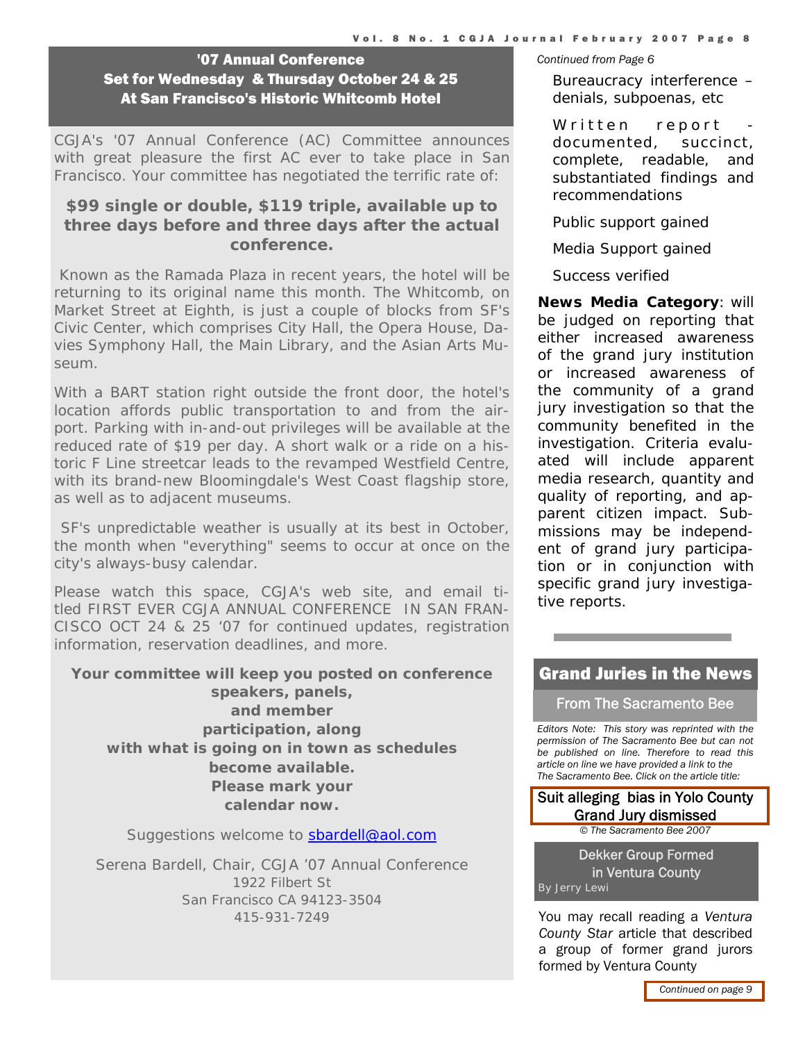## '07 Annual Conference Set for Wednesday & Thursday October 24 & 25 At San Francisco's Historic Whitcomb Hotel

CGJA's '07 Annual Conference (AC) Committee announces with great pleasure the first AC ever to take place in San Francisco. Your committee has negotiated the terrific rate of:

**$99 single or double, $119 triple, available up to three days before and three days after the actual conference.**

Known as the Ramada Plaza in recent years, the hotel will be returning to its original name this month. The Whitcomb, on Market Street at Eighth, is just a couple of blocks from SF's Civic Center, which comprises City Hall, the Opera House, Davies Symphony Hall, the Main Library, and the Asian Arts Museum.

With a BART station right outside the front door, the hotel's location affords public transportation to and from the airport. Parking with in-and-out privileges will be available at the reduced rate of $19 per day. A short walk or a ride on a historic F Line streetcar leads to the revamped Westfield Centre, with its brand-new Bloomingdale's West Coast flagship store, as well as to adjacent museums.

SF's unpredictable weather is usually at its best in October, the month when "everything" seems to occur at once on the city's always-busy calendar.

Please watch this space, CGJA's web site, and email titled FIRST EVER CGJA ANNUAL CONFERENCE IN SAN FRANCISCO OCT 24 & 25 '07 for continued updates, registration information, reservation deadlines, and more.

**Your committee will keep you posted on conference speakers, panels, and member participation, along with what is going on in town as schedules become available. Please mark your calendar now.**

Suggestions welcome to sbardell@aol.com

Serena Bardell, Chair, CGJA '07 Annual Conference
1922 Filbert St
San Francisco CA 94123-3504
415-931-7249

*Continued from Page 6*

Bureaucracy interference – denials, subpoenas, etc

Written report - documented, succinct, complete, readable, and substantiated findings and recommendations

Public support gained

Media Support gained

Success verified

**News Media Category**: will be judged on reporting that either increased awareness of the grand jury institution or increased awareness of the community of a grand jury investigation so that the community benefited in the investigation. Criteria evaluated will include apparent media research, quantity and quality of reporting, and apparent citizen impact. Submissions may be independent of grand jury participation or in conjunction with specific grand jury investigative reports.

## Grand Juries in the News

### From The Sacramento Bee

*Editors Note: This story was reprinted with the permission of The Sacramento Bee but can not be published on line. Therefore to read this article on line we have provided a link to the The Sacramento Bee. Click on the article title:*

**Suit alleging bias in Yolo County Grand Jury dismissed**

*© The Sacramento Bee 2007*

### Dekker Group Formed in Ventura County

By Jerry Lewi

You may recall reading a *Ventura County Star* article that described a group of former grand jurors formed by Ventura County

*Continued on page 9*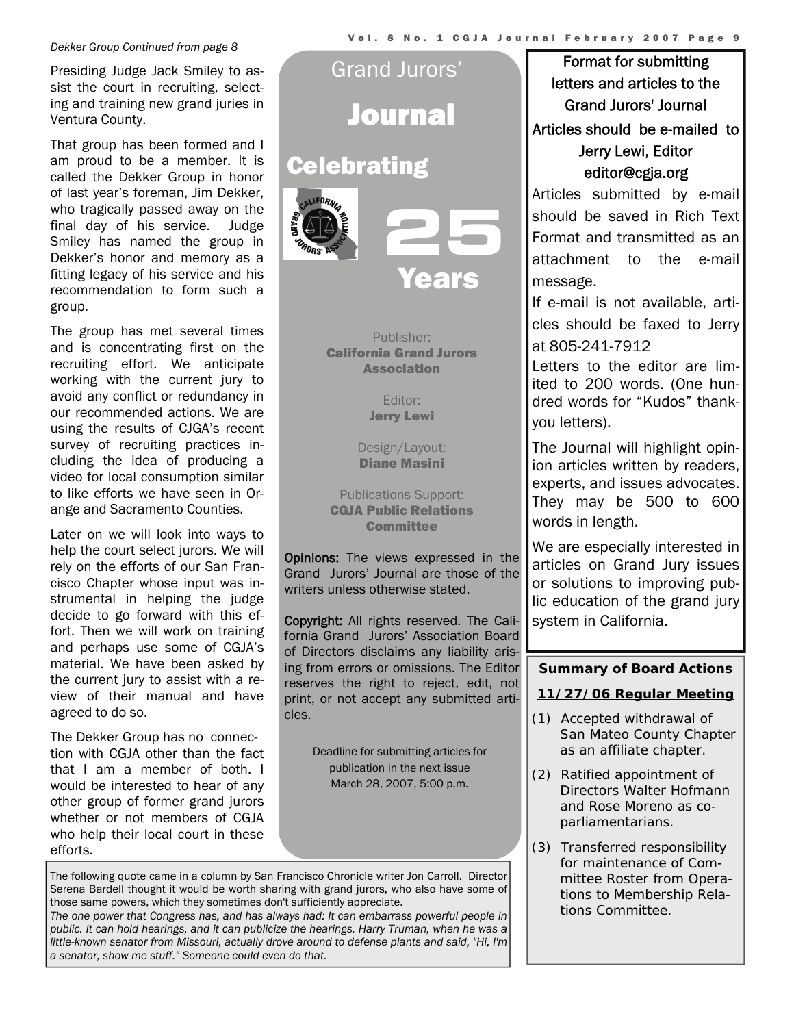*Dekker Group Continued from page 8*

Presiding Judge Jack Smiley to assist the court in recruiting, selecting and training new grand juries in Ventura County.

That group has been formed and I am proud to be a member. It is called the Dekker Group in honor of last year's foreman, Jim Dekker, who tragically passed away on the final day of his service. Judge Smiley has named the group in Dekker's honor and memory as a fitting legacy of his service and his recommendation to form such a group.

The group has met several times and is concentrating first on the recruiting effort. We anticipate working with the current jury to avoid any conflict or redundancy in our recommended actions. We are using the results of CJGA's recent survey of recruiting practices including the idea of producing a video for local consumption similar to like efforts we have seen in Orange and Sacramento Counties.

Later on we will look into ways to help the court select jurors. We will rely on the efforts of our San Francisco Chapter whose input was instrumental in helping the judge decide to go forward with this effort. Then we will work on training and perhaps use some of CGJA's material. We have been asked by the current jury to assist with a review of their manual and have agreed to do so.

The Dekker Group has no connection with CGJA other than the fact that I am a member of both. I would be interested to hear of any other group of former grand jurors whether or not members of CGJA who help their local court in these efforts.

# Grand Jurors' Journal

## Celebrating 25 Years

Publisher:
**California Grand Jurors Association**

Editor:
**Jerry Lewi**

Design/Layout:
**Diane Masini**

Publications Support:
**CGJA Public Relations Committee**

**Opinions:** The views expressed in the Grand Jurors' Journal are those of the writers unless otherwise stated.

**Copyright:** All rights reserved. The California Grand Jurors' Association Board of Directors disclaims any liability arising from errors or omissions. The Editor reserves the right to reject, edit, not print, or not accept any submitted articles.

Deadline for submitting articles for publication in the next issue March 28, 2007, 5:00 p.m.

## Format for submitting letters and articles to the Grand Jurors' Journal

**Articles should be e-mailed to Jerry Lewi, Editor editor@cgja.org**

Articles submitted by e-mail should be saved in Rich Text Format and transmitted as an attachment to the e-mail message.

If e-mail is not available, articles should be faxed to Jerry at 805-241-7912

Letters to the editor are limited to 200 words. (One hundred words for "Kudos" thank-you letters).

The Journal will highlight opinion articles written by readers, experts, and issues advocates. They may be 500 to 600 words in length.

We are especially interested in articles on Grand Jury issues or solutions to improving public education of the grand jury system in California.

### Summary of Board Actions

**11/27/06 Regular Meeting**

(1) Accepted withdrawal of San Mateo County Chapter as an affiliate chapter.

(2) Ratified appointment of Directors Walter Hofmann and Rose Moreno as co-parliamentarians.

(3) Transferred responsibility for maintenance of Committee Roster from Operations to Membership Relations Committee.

The following quote came in a column by San Francisco Chronicle writer Jon Carroll. Director Serena Bardell thought it would be worth sharing with grand jurors, who also have some of those same powers, which they sometimes don't sufficiently appreciate.

*The one power that Congress has, and has always had: It can embarrass powerful people in public. It can hold hearings, and it can publicize the hearings. Harry Truman, when he was a little-known senator from Missouri, actually drove around to defense plants and said, "Hi, I'm a senator, show me stuff." Someone could even do that.*